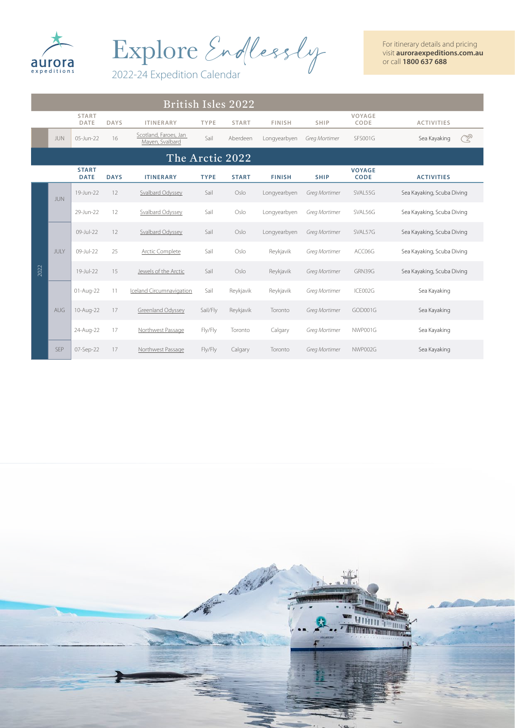aurora expeditions

# Explore Endlessly

2022-24 Expedition Calendar

For itinerary details and pricing visit **auroraexpeditions.com.au** or call **1800 637 688**

## British Isles 2022

| | START DATE | DAYS | ITINERARY | TYPE | START | FINISH | SHIP | VOYAGE CODE | ACTIVITIES |
|---|---|---|---|---|---|---|---|---|---|
| JUN | 05-Jun-22 | 16 | Scotland, Faroes, Jan Mayen, Svalbard | Sail | Aberdeen | Longyearbyen | *Greg Mortimer* | SFS001G | Sea Kayaking |

## The Arctic 2022

| | | START DATE | DAYS | ITINERARY | TYPE | START | FINISH | SHIP | VOYAGE CODE | ACTIVITIES |
|---|---|---|---|---|---|---|---|---|---|---|
| 2022 | JUN | 19-Jun-22 | 12 | Svalbard Odyssey | Sail | Oslo | Longyearbyen | *Greg Mortimer* | SVAL55G | Sea Kayaking, Scuba Diving |
| | | 29-Jun-22 | 12 | Svalbard Odyssey | Sail | Oslo | Longyearbyen | *Greg Mortimer* | SVAL56G | Sea Kayaking, Scuba Diving |
| | JULY | 09-Jul-22 | 12 | Svalbard Odyssey | Sail | Oslo | Longyearbyen | *Greg Mortimer* | SVAL57G | Sea Kayaking, Scuba Diving |
| | | 09-Jul-22 | 25 | Arctic Complete | Sail | Oslo | Reykjavik | *Greg Mortimer* | ACC06G | Sea Kayaking, Scuba Diving |
| | | 19-Jul-22 | 15 | Jewels of the Arctic | Sail | Oslo | Reykjavik | *Greg Mortimer* | GRN39G | Sea Kayaking, Scuba Diving |
| | AUG | 01-Aug-22 | 11 | Iceland Circumnavigation | Sail | Reykjavik | Reykjavik | *Greg Mortimer* | ICE002G | Sea Kayaking |
| | | 10-Aug-22 | 17 | Greenland Odyssey | Sail/Fly | Reykjavik | Toronto | *Greg Mortimer* | GOD001G | Sea Kayaking |
| | | 24-Aug-22 | 17 | Northwest Passage | Fly/Fly | Toronto | Calgary | *Greg Mortimer* | NWP001G | Sea Kayaking |
| | SEP | 07-Sep-22 | 17 | Northwest Passage | Fly/Fly | Calgary | Toronto | *Greg Mortimer* | NWP002G | Sea Kayaking |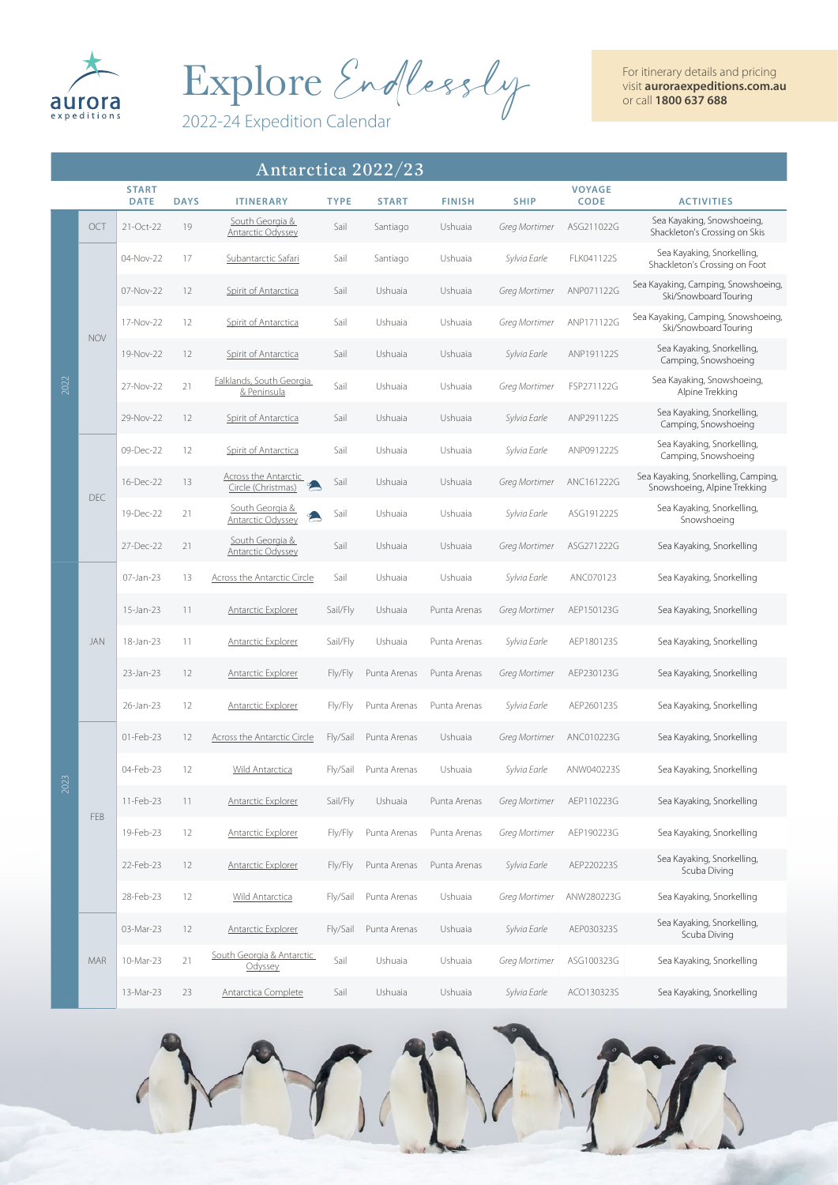aurora expeditions

# Explore *Endlessly*

2022-24 Expedition Calendar

For itinerary details and pricing visit **auroraexpeditions.com.au** or call **1800 637 688**

## Antarctica 2022/23

| | | START DATE | DAYS | ITINERARY | TYPE | START | FINISH | SHIP | VOYAGE CODE | ACTIVITIES |
|---|---|---|---|---|---|---|---|---|---|---|
| 2022 | OCT | 21-Oct-22 | 19 | South Georgia & Antarctic Odyssey | Sail | Santiago | Ushuaia | *Greg Mortimer* | ASG211022G | Sea Kayaking, Snowshoeing, Shackleton's Crossing on Skis |
| | NOV | 04-Nov-22 | 17 | Subantarctic Safari | Sail | Santiago | Ushuaia | *Sylvia Earle* | FLK041122S | Sea Kayaking, Snorkelling, Shackleton's Crossing on Foot |
| | | 07-Nov-22 | 12 | Spirit of Antarctica | Sail | Ushuaia | Ushuaia | *Greg Mortimer* | ANP071122G | Sea Kayaking, Camping, Snowshoeing, Ski/Snowboard Touring |
| | | 17-Nov-22 | 12 | Spirit of Antarctica | Sail | Ushuaia | Ushuaia | *Greg Mortimer* | ANP171122G | Sea Kayaking, Camping, Snowshoeing, Ski/Snowboard Touring |
| | | 19-Nov-22 | 12 | Spirit of Antarctica | Sail | Ushuaia | Ushuaia | *Sylvia Earle* | ANP191122S | Sea Kayaking, Snorkelling, Camping, Snowshoeing |
| | | 27-Nov-22 | 21 | Falklands, South Georgia & Peninsula | Sail | Ushuaia | Ushuaia | *Greg Mortimer* | FSP271122G | Sea Kayaking, Snowshoeing, Alpine Trekking |
| | | 29-Nov-22 | 12 | Spirit of Antarctica | Sail | Ushuaia | Ushuaia | *Sylvia Earle* | ANP291122S | Sea Kayaking, Snorkelling, Camping, Snowshoeing |
| | DEC | 09-Dec-22 | 12 | Spirit of Antarctica | Sail | Ushuaia | Ushuaia | *Sylvia Earle* | ANP091222S | Sea Kayaking, Snorkelling, Camping, Snowshoeing |
| | | 16-Dec-22 | 13 | Across the Antarctic Circle (Christmas) | Sail | Ushuaia | Ushuaia | *Greg Mortimer* | ANC161222G | Sea Kayaking, Snorkelling, Camping, Snowshoeing, Alpine Trekking |
| | | 19-Dec-22 | 21 | South Georgia & Antarctic Odyssey | Sail | Ushuaia | Ushuaia | *Sylvia Earle* | ASG191222S | Sea Kayaking, Snorkelling, Snowshoeing |
| | | 27-Dec-22 | 21 | South Georgia & Antarctic Odyssey | Sail | Ushuaia | Ushuaia | *Greg Mortimer* | ASG271222G | Sea Kayaking, Snorkelling |
| 2023 | JAN | 07-Jan-23 | 13 | Across the Antarctic Circle | Sail | Ushuaia | Ushuaia | *Sylvia Earle* | ANC070123 | Sea Kayaking, Snorkelling |
| | | 15-Jan-23 | 11 | Antarctic Explorer | Sail/Fly | Ushuaia | Punta Arenas | *Greg Mortimer* | AEP150123G | Sea Kayaking, Snorkelling |
| | | 18-Jan-23 | 11 | Antarctic Explorer | Sail/Fly | Ushuaia | Punta Arenas | *Sylvia Earle* | AEP180123S | Sea Kayaking, Snorkelling |
| | | 23-Jan-23 | 12 | Antarctic Explorer | Fly/Fly | Punta Arenas | Punta Arenas | *Greg Mortimer* | AEP230123G | Sea Kayaking, Snorkelling |
| | | 26-Jan-23 | 12 | Antarctic Explorer | Fly/Fly | Punta Arenas | Punta Arenas | *Sylvia Earle* | AEP260123S | Sea Kayaking, Snorkelling |
| | FEB | 01-Feb-23 | 12 | Across the Antarctic Circle | Fly/Sail | Punta Arenas | Ushuaia | *Greg Mortimer* | ANC010223G | Sea Kayaking, Snorkelling |
| | | 04-Feb-23 | 12 | Wild Antarctica | Fly/Sail | Punta Arenas | Ushuaia | *Sylvia Earle* | ANW040223S | Sea Kayaking, Snorkelling |
| | | 11-Feb-23 | 11 | Antarctic Explorer | Sail/Fly | Ushuaia | Punta Arenas | *Greg Mortimer* | AEP110223G | Sea Kayaking, Snorkelling |
| | | 19-Feb-23 | 12 | Antarctic Explorer | Fly/Fly | Punta Arenas | Punta Arenas | *Greg Mortimer* | AEP190223G | Sea Kayaking, Snorkelling |
| | | 22-Feb-23 | 12 | Antarctic Explorer | Fly/Fly | Punta Arenas | Punta Arenas | *Sylvia Earle* | AEP220223S | Sea Kayaking, Snorkelling, Scuba Diving |
| | | 28-Feb-23 | 12 | Wild Antarctica | Fly/Sail | Punta Arenas | Ushuaia | *Greg Mortimer* | ANW280223G | Sea Kayaking, Snorkelling |
| | MAR | 03-Mar-23 | 12 | Antarctic Explorer | Fly/Sail | Punta Arenas | Ushuaia | *Sylvia Earle* | AEP030323S | Sea Kayaking, Snorkelling, Scuba Diving |
| | | 10-Mar-23 | 21 | South Georgia & Antarctic Odyssey | Sail | Ushuaia | Ushuaia | *Greg Mortimer* | ASG100323G | Sea Kayaking, Snorkelling |
| | | 13-Mar-23 | 23 | Antarctica Complete | Sail | Ushuaia | Ushuaia | *Sylvia Earle* | ACO130323S | Sea Kayaking, Snorkelling |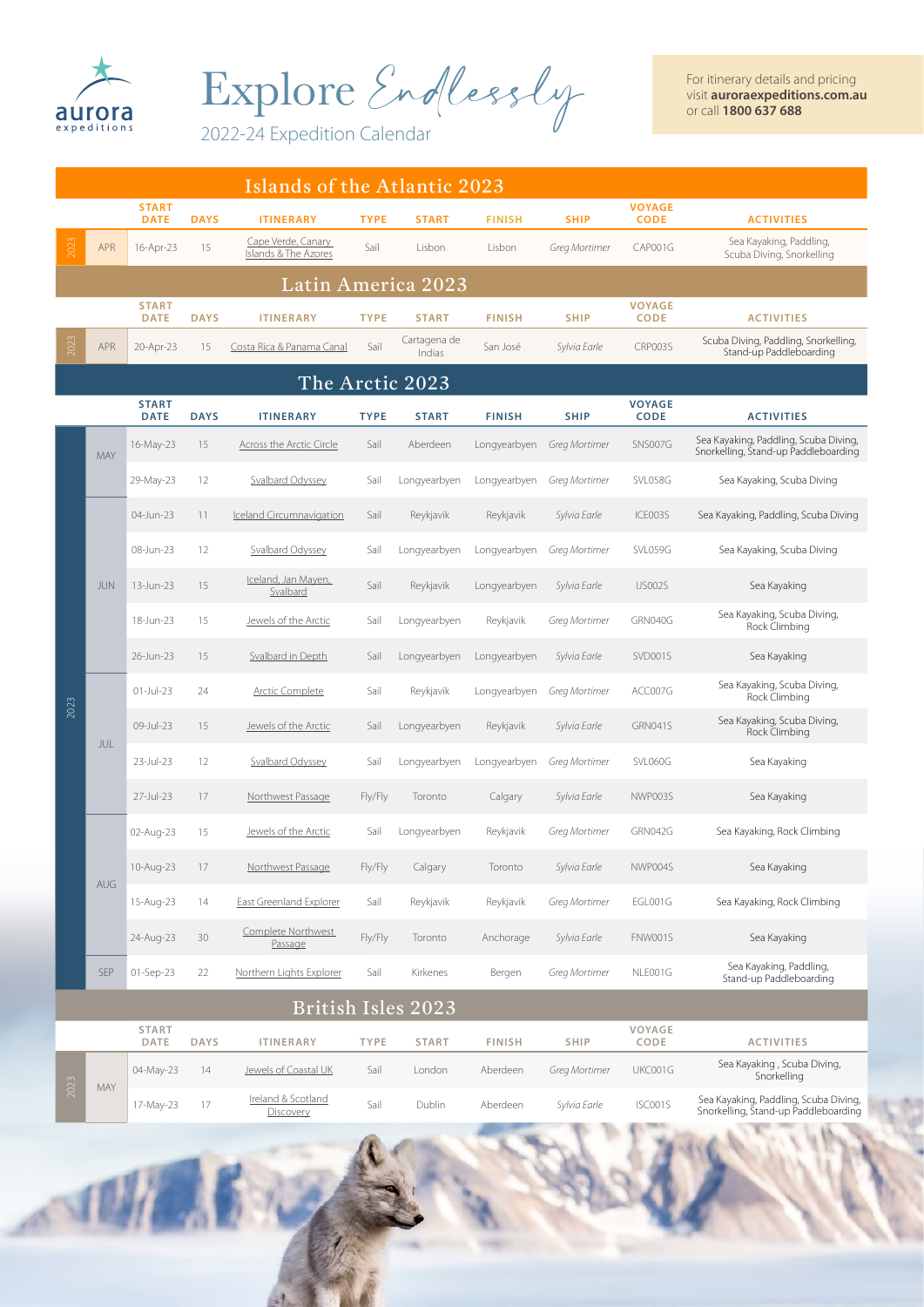# Explore *Endlessly*

2022-24 Expedition Calendar

For itinerary details and pricing visit **auroraexpeditions.com.au** or call **1800 637 688**

## Islands of the Atlantic 2023

| | | START DATE | DAYS | ITINERARY | TYPE | START | FINISH | SHIP | VOYAGE CODE | ACTIVITIES |
|---|---|---|---|---|---|---|---|---|---|---|
| 2023 | APR | 16-Apr-23 | 15 | Cape Verde, Canary Islands & The Azores | Sail | Lisbon | Lisbon | *Greg Mortimer* | CAP001G | Sea Kayaking, Paddling, Scuba Diving, Snorkelling |

## Latin America 2023

| | | START DATE | DAYS | ITINERARY | TYPE | START | FINISH | SHIP | VOYAGE CODE | ACTIVITIES |
|---|---|---|---|---|---|---|---|---|---|---|
| 2023 | APR | 20-Apr-23 | 15 | Costa Rica & Panama Canal | Sail | Cartagena de Indias | San José | *Sylvia Earle* | CRP003S | Scuba Diving, Paddling, Snorkelling, Stand-up Paddleboarding |

## The Arctic 2023

| | | START DATE | DAYS | ITINERARY | TYPE | START | FINISH | SHIP | VOYAGE CODE | ACTIVITIES |
|---|---|---|---|---|---|---|---|---|---|---|
| 2023 | MAY | 16-May-23 | 15 | Across the Arctic Circle | Sail | Aberdeen | Longyearbyen | *Greg Mortimer* | SNS007G | Sea Kayaking, Paddling, Scuba Diving, Snorkelling, Stand-up Paddleboarding |
| | | 29-May-23 | 12 | Svalbard Odyssey | Sail | Longyearbyen | Longyearbyen | *Greg Mortimer* | SVL058G | Sea Kayaking, Scuba Diving |
| | JUN | 04-Jun-23 | 11 | Iceland Circumnavigation | Sail | Reykjavik | Reykjavik | *Sylvia Earle* | ICE003S | Sea Kayaking, Paddling, Scuba Diving |
| | | 08-Jun-23 | 12 | Svalbard Odyssey | Sail | Longyearbyen | Longyearbyen | *Greg Mortimer* | SVL059G | Sea Kayaking, Scuba Diving |
| | | 13-Jun-23 | 15 | Iceland, Jan Mayen, Svalbard | Sail | Reykjavik | Longyearbyen | *Sylvia Earle* | IJS002S | Sea Kayaking |
| | | 18-Jun-23 | 15 | Jewels of the Arctic | Sail | Longyearbyen | Reykjavik | *Greg Mortimer* | GRN040G | Sea Kayaking, Scuba Diving, Rock Climbing |
| | | 26-Jun-23 | 15 | Svalbard in Depth | Sail | Longyearbyen | Longyearbyen | *Sylvia Earle* | SVD001S | Sea Kayaking |
| | JUL | 01-Jul-23 | 24 | Arctic Complete | Sail | Reykjavik | Longyearbyen | *Greg Mortimer* | ACC007G | Sea Kayaking, Scuba Diving, Rock Climbing |
| | | 09-Jul-23 | 15 | Jewels of the Arctic | Sail | Longyearbyen | Reykjavik | *Sylvia Earle* | GRN041S | Sea Kayaking, Scuba Diving, Rock Climbing |
| | | 23-Jul-23 | 12 | Svalbard Odyssey | Sail | Longyearbyen | Longyearbyen | *Greg Mortimer* | SVL060G | Sea Kayaking |
| | | 27-Jul-23 | 17 | Northwest Passage | Fly/Fly | Toronto | Calgary | *Sylvia Earle* | NWP003S | Sea Kayaking |
| | AUG | 02-Aug-23 | 15 | Jewels of the Arctic | Sail | Longyearbyen | Reykjavik | *Greg Mortimer* | GRN042G | Sea Kayaking, Rock Climbing |
| | | 10-Aug-23 | 17 | Northwest Passage | Fly/Fly | Calgary | Toronto | *Sylvia Earle* | NWP004S | Sea Kayaking |
| | | 15-Aug-23 | 14 | East Greenland Explorer | Sail | Reykjavik | Reykjavik | *Greg Mortimer* | EGL001G | Sea Kayaking, Rock Climbing |
| | | 24-Aug-23 | 30 | Complete Northwest Passage | Fly/Fly | Toronto | Anchorage | *Sylvia Earle* | FNW001S | Sea Kayaking |
| | SEP | 01-Sep-23 | 22 | Northern Lights Explorer | Sail | Kirkenes | Bergen | *Greg Mortimer* | NLE001G | Sea Kayaking, Paddling, Stand-up Paddleboarding |

## British Isles 2023

| | | START DATE | DAYS | ITINERARY | TYPE | START | FINISH | SHIP | VOYAGE CODE | ACTIVITIES |
|---|---|---|---|---|---|---|---|---|---|---|
| 2023 | MAY | 04-May-23 | 14 | Jewels of Coastal UK | Sail | London | Aberdeen | *Greg Mortimer* | UKC001G | Sea Kayaking , Scuba Diving, Snorkelling |
| | | 17-May-23 | 17 | Ireland & Scotland Discovery | Sail | Dublin | Aberdeen | *Sylvia Earle* | ISC001S | Sea Kayaking, Paddling, Scuba Diving, Snorkelling, Stand-up Paddleboarding |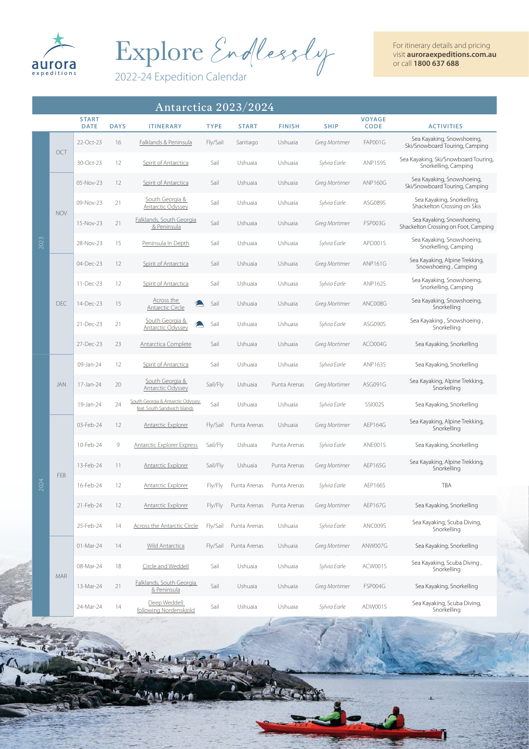aurora expeditions

# Explore Endlessly

2022-24 Expedition Calendar

For itinerary details and pricing visit **auroraexpeditions.com.au** or call **1800 637 688**

## Antarctica 2023/2024

| | | START DATE | DAYS | ITINERARY | TYPE | START | FINISH | SHIP | VOYAGE CODE | ACTIVITIES |
|---|---|---|---|---|---|---|---|---|---|---|
| 2023 | OCT | 22-Oct-23 | 16 | Falklands & Peninsula | Fly/Sail | Santiago | Ushuaia | *Greg Mortimer* | FAP001G | Sea Kayaking, Snowshoeing, Ski/Snowboard Touring, Camping |
| | | 30-Oct-23 | 12 | Spirit of Antarctica | Sail | Ushuaia | Ushuaia | *Sylvia Earle* | ANP159S | Sea Kayaking, Ski/Snowboard Touring, Snorkelling, Camping |
| | NOV | 05-Nov-23 | 12 | Spirit of Antarctica | Sail | Ushuaia | Ushuaia | *Greg Mortimer* | ANP160G | Sea Kayaking, Snowshoeing, Ski/Snowboard Touring, Camping |
| | | 09-Nov-23 | 21 | South Georgia & Antarctic Odyssey | Sail | Ushuaia | Ushuaia | *Sylvia Earle* | ASG089S | Sea Kayaking, Snorkelling, Shackelton Crossing on Skis |
| | | 15-Nov-23 | 21 | Falklands, South Georgia & Peninsula | Sail | Ushuaia | Ushuaia | *Greg Mortimer* | FSP003G | Sea Kayaking, Snowshoeing, Shackelton Crossing on Foot, Camping |
| | | 28-Nov-23 | 15 | Peninsula In Depth | Sail | Ushuaia | Ushuaia | *Sylvia Earle* | APD001S | Sea Kayaking, Snowshoeing, Snorkelling, Camping |
| | DEC | 04-Dec-23 | 12 | Spirit of Antarctica | Sail | Ushuaia | Ushuaia | *Greg Mortimer* | ANP161G | Sea Kayaking, Alpine Trekking, Snowshoeing , Camping |
| | | 11-Dec-23 | 12 | Spirit of Antarctica | Sail | Ushuaia | Ushuaia | *Sylvia Earle* | ANP162S | Sea Kayaking, Snowshoeing, Snorkelling, Camping |
| | | 14-Dec-23 | 15 | Across the Antarctic Circle | Sail | Ushuaia | Ushuaia | *Greg Mortimer* | ANC008G | Sea Kayaking, Snowshoeing, Snorkelling |
| | | 21-Dec-23 | 21 | South Georgia & Antarctic Odyssey | Sail | Ushuaia | Ushuaia | *Sylvia Earle* | ASG090S | Sea Kayaking , Snowshoeing , Snorkelling |
| | | 27-Dec-23 | 23 | Antarctica Complete | Sail | Ushuaia | Ushuaia | *Greg Mortimer* | ACO004G | Sea Kayaking, Snorkelling |
| 2024 | JAN | 09-Jan-24 | 12 | Spirit of Antarctica | Sail | Ushuaia | Ushuaia | *Sylvia Earle* | ANP163S | Sea Kayaking, Snorkelling |
| | | 17-Jan-24 | 20 | South Georgia & Antarctic Odyssey | Sail/Fly | Ushuaia | Punta Arenas | *Greg Mortimer* | ASG091G | Sea Kayaking, Alpine Trekking, Snorkelling |
| | | 19-Jan-24 | 24 | South Georgia & Antarctic Odyssey feat. South Sandwich Islands | Sail | Ushuaia | Ushuaia | *Sylvia Earle* | SSI002S | Sea Kayaking, Snorkelling |
| | FEB | 03-Feb-24 | 12 | Antarctic Explorer | Fly/Sail | Punta Arenas | Ushuaia | *Greg Mortimer* | AEP164G | Sea Kayaking, Alpine Trekking, Snorkelling |
| | | 10-Feb-24 | 9 | Antarctic Explorer Express | Sail/Fly | Ushuaia | Punta Arenas | *Sylvia Earle* | ANE001S | Sea Kayaking, Snorkelling |
| | | 13-Feb-24 | 11 | Antarctic Explorer | Sail/Fly | Ushuaia | Punta Arenas | *Greg Mortimer* | AEP165G | Sea Kayaking, Alpine Trekking, Snorkelling |
| | | 16-Feb-24 | 12 | Antarctic Explorer | Fly/Fly | Punta Arenas | Punta Arenas | *Sylvia Earle* | AEP166S | TBA |
| | | 21-Feb-24 | 12 | Antarctic Explorer | Fly/Fly | Punta Arenas | Punta Arenas | *Greg Mortimer* | AEP167G | Sea Kayaking, Snorkelling |
| | | 25-Feb-24 | 14 | Across the Antarctic Circle | Fly/Sail | Punta Arenas | Ushuaia | *Sylvia Earle* | ANC009S | Sea Kayaking, Scuba Diving, Snorkelling |
| | MAR | 01-Mar-24 | 14 | Wild Antarctica | Fly/Sail | Punta Arenas | Ushuaia | *Greg Mortimer* | ANW007G | Sea Kayaking, Snorkelling |
| | | 08-Mar-24 | 18 | Circle and Weddell | Sail | Ushuaia | Ushuaia | *Sylvia Earle* | ACW001S | Sea Kayaking, Scuba Diving , Snorkelling |
| | | 13-Mar-24 | 21 | Falklands, South Georgia & Peninsula | Sail | Ushuaia | Ushuaia | *Greg Mortimer* | FSP004G | Sea Kayaking, Snorkelling |
| | | 24-Mar-24 | 14 | Deep Weddell following Nordenskjold | Sail | Ushuaia | Ushuaia | *Sylvia Earle* | ADW001S | Sea Kayaking, Scuba Diving, Snorkelling |